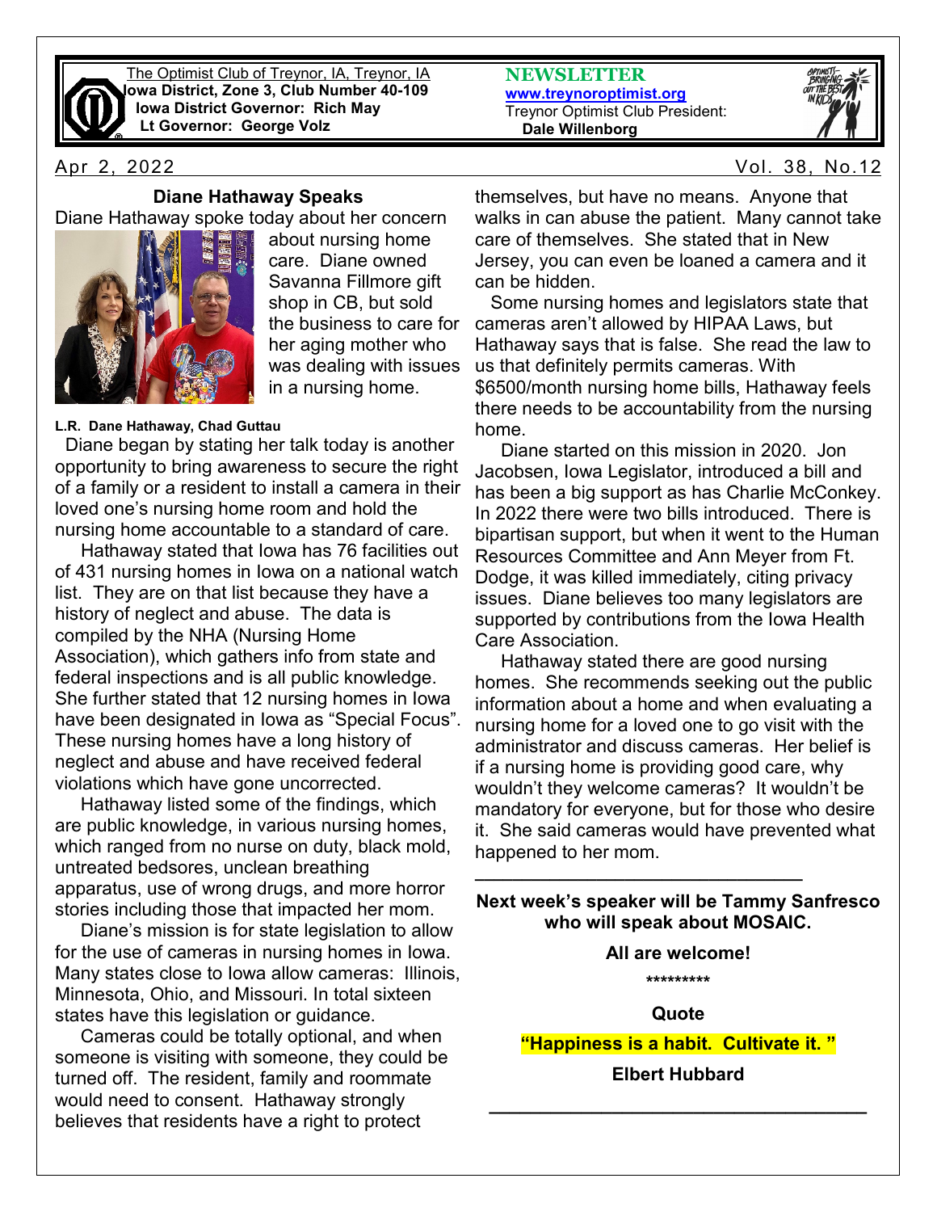The Optimist Club of Treynor, IA, Treynor, IA
**Iowa District, Zone 3, Club Number 40-109**
**Iowa District Governor: Rich May**
**Lt Governor: George Volz**

**NEWSLETTER**
**www.treynoroptimist.org**
Treynor Optimist Club President:
**Dale Willenborg**

Apr 2, 2022 Vol. 38, No.12

## Diane Hathaway Speaks

Diane Hathaway spoke today about her concern about nursing home care. Diane owned Savanna Fillmore gift shop in CB, but sold the business to care for her aging mother who was dealing with issues in a nursing home.

**L.R. Dane Hathaway, Chad Guttau**

Diane began by stating her talk today is another opportunity to bring awareness to secure the right of a family or a resident to install a camera in their loved one's nursing home room and hold the nursing home accountable to a standard of care.

Hathaway stated that Iowa has 76 facilities out of 431 nursing homes in Iowa on a national watch list. They are on that list because they have a history of neglect and abuse. The data is compiled by the NHA (Nursing Home Association), which gathers info from state and federal inspections and is all public knowledge. She further stated that 12 nursing homes in Iowa have been designated in Iowa as "Special Focus". These nursing homes have a long history of neglect and abuse and have received federal violations which have gone uncorrected.

Hathaway listed some of the findings, which are public knowledge, in various nursing homes, which ranged from no nurse on duty, black mold, untreated bedsores, unclean breathing apparatus, use of wrong drugs, and more horror stories including those that impacted her mom.

Diane's mission is for state legislation to allow for the use of cameras in nursing homes in Iowa. Many states close to Iowa allow cameras: Illinois, Minnesota, Ohio, and Missouri. In total sixteen states have this legislation or guidance.

Cameras could be totally optional, and when someone is visiting with someone, they could be turned off. The resident, family and roommate would need to consent. Hathaway strongly believes that residents have a right to protect themselves, but have no means. Anyone that walks in can abuse the patient. Many cannot take care of themselves. She stated that in New Jersey, you can even be loaned a camera and it can be hidden.

Some nursing homes and legislators state that cameras aren't allowed by HIPAA Laws, but Hathaway says that is false. She read the law to us that definitely permits cameras. With $6500/month nursing home bills, Hathaway feels there needs to be accountability from the nursing home.

Diane started on this mission in 2020. Jon Jacobsen, Iowa Legislator, introduced a bill and has been a big support as has Charlie McConkey. In 2022 there were two bills introduced. There is bipartisan support, but when it went to the Human Resources Committee and Ann Meyer from Ft. Dodge, it was killed immediately, citing privacy issues. Diane believes too many legislators are supported by contributions from the Iowa Health Care Association.

Hathaway stated there are good nursing homes. She recommends seeking out the public information about a home and when evaluating a nursing home for a loved one to go visit with the administrator and discuss cameras. Her belief is if a nursing home is providing good care, why wouldn't they welcome cameras? It wouldn't be mandatory for everyone, but for those who desire it. She said cameras would have prevented what happened to her mom.

---

**Next week's speaker will be Tammy Sanfresco who will speak about MOSAIC.**

**All are welcome!**

*********

**Quote**

**"Happiness is a habit. Cultivate it. "**

**Elbert Hubbard**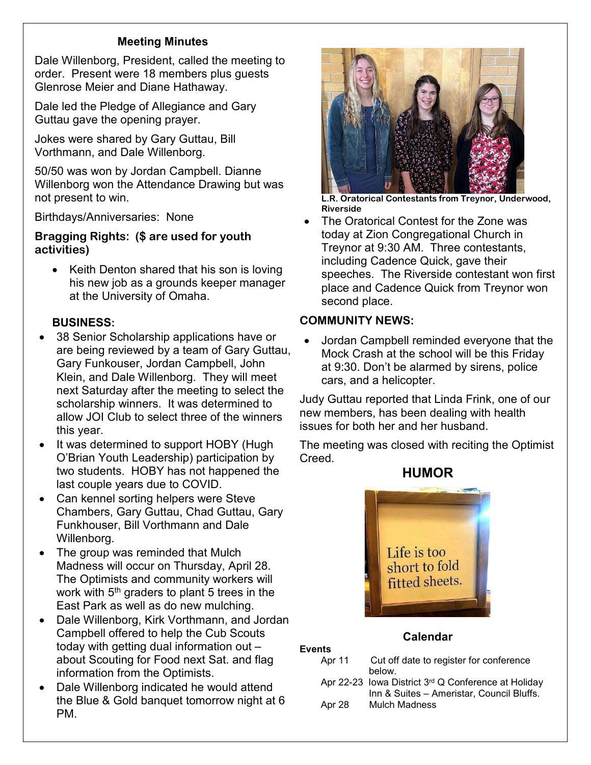### Meeting Minutes

Dale Willenborg, President, called the meeting to order. Present were 18 members plus guests Glenrose Meier and Diane Hathaway.

Dale led the Pledge of Allegiance and Gary Guttau gave the opening prayer.

Jokes were shared by Gary Guttau, Bill Vorthmann, and Dale Willenborg.

50/50 was won by Jordan Campbell. Dianne Willenborg won the Attendance Drawing but was not present to win.

Birthdays/Anniversaries: None

**Bragging Rights: ($ are used for youth activities)**

- Keith Denton shared that his son is loving his new job as a grounds keeper manager at the University of Omaha.

**BUSINESS:**

- 38 Senior Scholarship applications have or are being reviewed by a team of Gary Guttau, Gary Funkouser, Jordan Campbell, John Klein, and Dale Willenborg. They will meet next Saturday after the meeting to select the scholarship winners. It was determined to allow JOI Club to select three of the winners this year.
- It was determined to support HOBY (Hugh O'Brian Youth Leadership) participation by two students. HOBY has not happened the last couple years due to COVID.
- Can kennel sorting helpers were Steve Chambers, Gary Guttau, Chad Guttau, Gary Funkhouser, Bill Vorthmann and Dale Willenborg.
- The group was reminded that Mulch Madness will occur on Thursday, April 28. The Optimists and community workers will work with 5th graders to plant 5 trees in the East Park as well as do new mulching.
- Dale Willenborg, Kirk Vorthmann, and Jordan Campbell offered to help the Cub Scouts today with getting dual information out – about Scouting for Food next Sat. and flag information from the Optimists.
- Dale Willenborg indicated he would attend the Blue & Gold banquet tomorrow night at 6 PM.

**L.R. Oratorical Contestants from Treynor, Underwood, Riverside**

- The Oratorical Contest for the Zone was today at Zion Congregational Church in Treynor at 9:30 AM. Three contestants, including Cadence Quick, gave their speeches. The Riverside contestant won first place and Cadence Quick from Treynor won second place.

**COMMUNITY NEWS:**

- Jordan Campbell reminded everyone that the Mock Crash at the school will be this Friday at 9:30. Don't be alarmed by sirens, police cars, and a helicopter.

Judy Guttau reported that Linda Frink, one of our new members, has been dealing with health issues for both her and her husband.

The meeting was closed with reciting the Optimist Creed.

## HUMOR

Life is too short to fold fitted sheets.

### Calendar

**Events**

| | |
|---|---|
| Apr 11 | Cut off date to register for conference below. |
| Apr 22-23 | Iowa District 3rd Q Conference at Holiday Inn & Suites – Ameristar, Council Bluffs. |
| Apr 28 | Mulch Madness |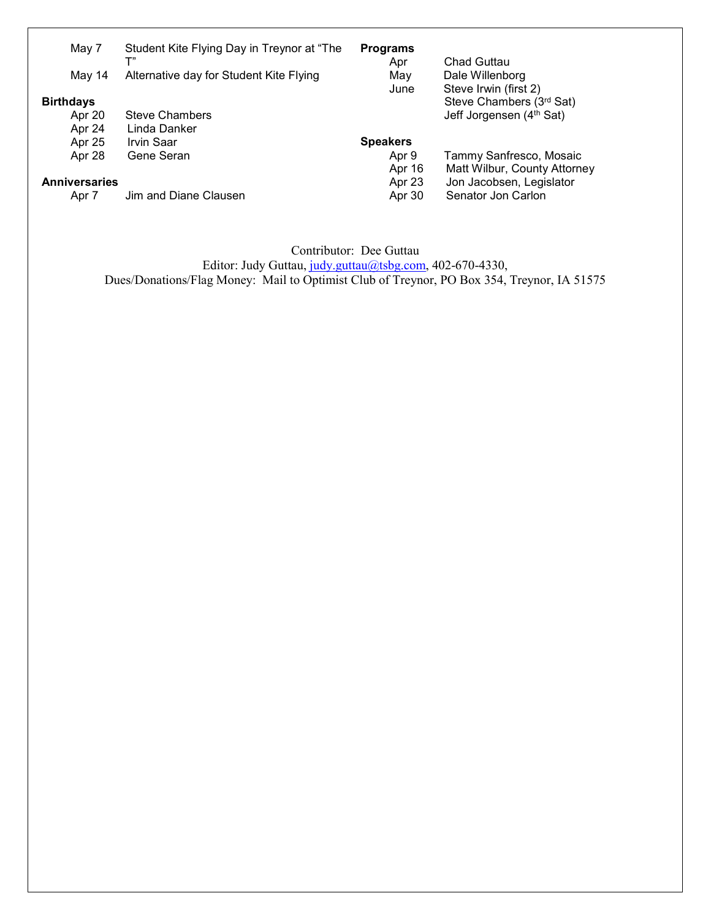| | |
|---|---|
| May 7 | Student Kite Flying Day in Treynor at "The T" |
| May 14 | Alternative day for Student Kite Flying |

**Birthdays**

| | |
|---|---|
| Apr 20 | Steve Chambers |
| Apr 24 | Linda Danker |
| Apr 25 | Irvin Saar |
| Apr 28 | Gene Seran |

**Anniversaries**

| | |
|---|---|
| Apr 7 | Jim and Diane Clausen |

**Programs**

| | |
|---|---|
| Apr | Chad Guttau |
| May | Dale Willenborg |
| June | Steve Irwin (first 2) |
| | Steve Chambers (3rd Sat) |
| | Jeff Jorgensen (4th Sat) |

**Speakers**

| | |
|---|---|
| Apr 9 | Tammy Sanfresco, Mosaic |
| Apr 16 | Matt Wilbur, County Attorney |
| Apr 23 | Jon Jacobsen, Legislator |
| Apr 30 | Senator Jon Carlon |

Contributor: Dee Guttau
Editor: Judy Guttau, judy.guttau@tsbg.com, 402-670-4330,
Dues/Donations/Flag Money: Mail to Optimist Club of Treynor, PO Box 354, Treynor, IA 51575